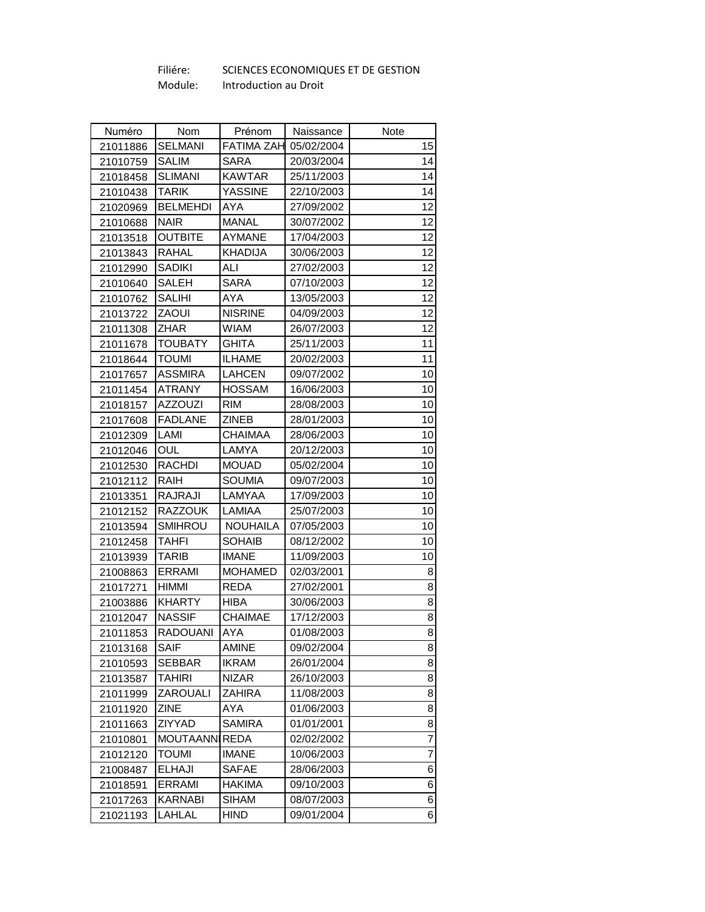Filiére: SCIENCES ECONOMIQUES ET DE GESTION

Module: Introduction au Droit

| Numéro | Nom | Prénom | Naissance | Note |
|---|---|---|---|---|
| 21011886 | SELMANI | FATIMA ZAH | 05/02/2004 | 15 |
| 21010759 | SALIM | SARA | 20/03/2004 | 14 |
| 21018458 | SLIMANI | KAWTAR | 25/11/2003 | 14 |
| 21010438 | TARIK | YASSINE | 22/10/2003 | 14 |
| 21020969 | BELMEHDI | AYA | 27/09/2002 | 12 |
| 21010688 | NAIR | MANAL | 30/07/2002 | 12 |
| 21013518 | OUTBITE | AYMANE | 17/04/2003 | 12 |
| 21013843 | RAHAL | KHADIJA | 30/06/2003 | 12 |
| 21012990 | SADIKI | ALI | 27/02/2003 | 12 |
| 21010640 | SALEH | SARA | 07/10/2003 | 12 |
| 21010762 | SALIHI | AYA | 13/05/2003 | 12 |
| 21013722 | ZAOUI | NISRINE | 04/09/2003 | 12 |
| 21011308 | ZHAR | WIAM | 26/07/2003 | 12 |
| 21011678 | TOUBATY | GHITA | 25/11/2003 | 11 |
| 21018644 | TOUMI | ILHAME | 20/02/2003 | 11 |
| 21017657 | ASSMIRA | LAHCEN | 09/07/2002 | 10 |
| 21011454 | ATRANY | HOSSAM | 16/06/2003 | 10 |
| 21018157 | AZZOUZI | RIM | 28/08/2003 | 10 |
| 21017608 | FADLANE | ZINEB | 28/01/2003 | 10 |
| 21012309 | LAMI | CHAIMAA | 28/06/2003 | 10 |
| 21012046 | OUL | LAMYA | 20/12/2003 | 10 |
| 21012530 | RACHDI | MOUAD | 05/02/2004 | 10 |
| 21012112 | RAIH | SOUMIA | 09/07/2003 | 10 |
| 21013351 | RAJRAJI | LAMYAA | 17/09/2003 | 10 |
| 21012152 | RAZZOUK | LAMIAA | 25/07/2003 | 10 |
| 21013594 | SMIHROU | NOUHAILA | 07/05/2003 | 10 |
| 21012458 | TAHFI | SOHAIB | 08/12/2002 | 10 |
| 21013939 | TARIB | IMANE | 11/09/2003 | 10 |
| 21008863 | ERRAMI | MOHAMED | 02/03/2001 | 8 |
| 21017271 | HIMMI | REDA | 27/02/2001 | 8 |
| 21003886 | KHARTY | HIBA | 30/06/2003 | 8 |
| 21012047 | NASSIF | CHAIMAE | 17/12/2003 | 8 |
| 21011853 | RADOUANI | AYA | 01/08/2003 | 8 |
| 21013168 | SAIF | AMINE | 09/02/2004 | 8 |
| 21010593 | SEBBAR | IKRAM | 26/01/2004 | 8 |
| 21013587 | TAHIRI | NIZAR | 26/10/2003 | 8 |
| 21011999 | ZAROUALI | ZAHIRA | 11/08/2003 | 8 |
| 21011920 | ZINE | AYA | 01/06/2003 | 8 |
| 21011663 | ZIYYAD | SAMIRA | 01/01/2001 | 8 |
| 21010801 | MOUTAANNI | REDA | 02/02/2002 | 7 |
| 21012120 | TOUMI | IMANE | 10/06/2003 | 7 |
| 21008487 | ELHAJI | SAFAE | 28/06/2003 | 6 |
| 21018591 | ERRAMI | HAKIMA | 09/10/2003 | 6 |
| 21017263 | KARNABI | SIHAM | 08/07/2003 | 6 |
| 21021193 | LAHLAL | HIND | 09/01/2004 | 6 |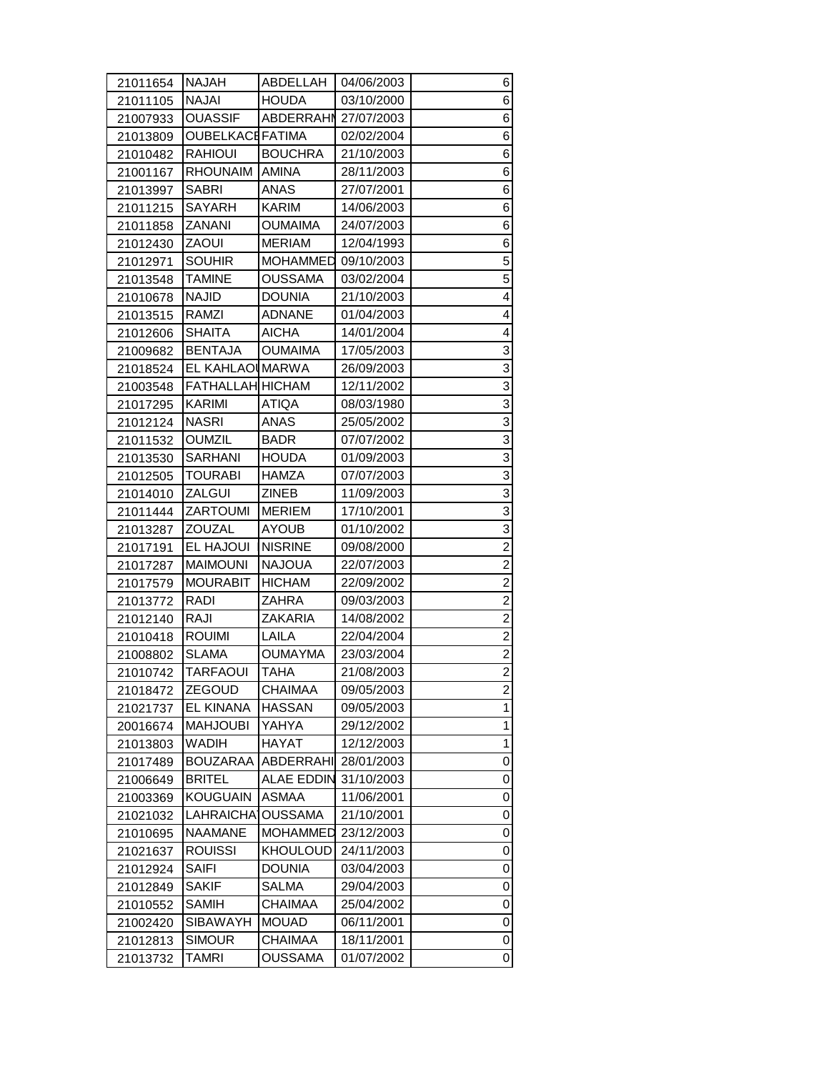| | | | | |
|---|---|---|---|---|
| 21011654 | NAJAH | ABDELLAH | 04/06/2003 | 6 |
| 21011105 | NAJAI | HOUDA | 03/10/2000 | 6 |
| 21007933 | OUASSIF | ABDERRAHM | 27/07/2003 | 6 |
| 21013809 | OUBELKACE | FATIMA | 02/02/2004 | 6 |
| 21010482 | RAHIOUI | BOUCHRA | 21/10/2003 | 6 |
| 21001167 | RHOUNAIM | AMINA | 28/11/2003 | 6 |
| 21013997 | SABRI | ANAS | 27/07/2001 | 6 |
| 21011215 | SAYARH | KARIM | 14/06/2003 | 6 |
| 21011858 | ZANANI | OUMAIMA | 24/07/2003 | 6 |
| 21012430 | ZAOUI | MERIAM | 12/04/1993 | 6 |
| 21012971 | SOUHIR | MOHAMMED | 09/10/2003 | 5 |
| 21013548 | TAMINE | OUSSAMA | 03/02/2004 | 5 |
| 21010678 | NAJID | DOUNIA | 21/10/2003 | 4 |
| 21013515 | RAMZI | ADNANE | 01/04/2003 | 4 |
| 21012606 | SHAITA | AICHA | 14/01/2004 | 4 |
| 21009682 | BENTAJA | OUMAIMA | 17/05/2003 | 3 |
| 21018524 | EL KAHLAOU | MARWA | 26/09/2003 | 3 |
| 21003548 | FATHALLAH | HICHAM | 12/11/2002 | 3 |
| 21017295 | KARIMI | ATIQA | 08/03/1980 | 3 |
| 21012124 | NASRI | ANAS | 25/05/2002 | 3 |
| 21011532 | OUMZIL | BADR | 07/07/2002 | 3 |
| 21013530 | SARHANI | HOUDA | 01/09/2003 | 3 |
| 21012505 | TOURABI | HAMZA | 07/07/2003 | 3 |
| 21014010 | ZALGUI | ZINEB | 11/09/2003 | 3 |
| 21011444 | ZARTOUMI | MERIEM | 17/10/2001 | 3 |
| 21013287 | ZOUZAL | AYOUB | 01/10/2002 | 3 |
| 21017191 | EL HAJOUI | NISRINE | 09/08/2000 | 2 |
| 21017287 | MAIMOUNI | NAJOUA | 22/07/2003 | 2 |
| 21017579 | MOURABIT | HICHAM | 22/09/2002 | 2 |
| 21013772 | RADI | ZAHRA | 09/03/2003 | 2 |
| 21012140 | RAJI | ZAKARIA | 14/08/2002 | 2 |
| 21010418 | ROUIMI | LAILA | 22/04/2004 | 2 |
| 21008802 | SLAMA | OUMAYMA | 23/03/2004 | 2 |
| 21010742 | TARFAOUI | TAHA | 21/08/2003 | 2 |
| 21018472 | ZEGOUD | CHAIMAA | 09/05/2003 | 2 |
| 21021737 | EL KINANA | HASSAN | 09/05/2003 | 1 |
| 20016674 | MAHJOUBI | YAHYA | 29/12/2002 | 1 |
| 21013803 | WADIH | HAYAT | 12/12/2003 | 1 |
| 21017489 | BOUZARAA | ABDERRAHI | 28/01/2003 | 0 |
| 21006649 | BRITEL | ALAE EDDIN | 31/10/2003 | 0 |
| 21003369 | KOUGUAIN | ASMAA | 11/06/2001 | 0 |
| 21021032 | LAHRAICHA | OUSSAMA | 21/10/2001 | 0 |
| 21010695 | NAAMANE | MOHAMMED | 23/12/2003 | 0 |
| 21021637 | ROUISSI | KHOULOUD | 24/11/2003 | 0 |
| 21012924 | SAIFI | DOUNIA | 03/04/2003 | 0 |
| 21012849 | SAKIF | SALMA | 29/04/2003 | 0 |
| 21010552 | SAMIH | CHAIMAA | 25/04/2002 | 0 |
| 21002420 | SIBAWAYH | MOUAD | 06/11/2001 | 0 |
| 21012813 | SIMOUR | CHAIMAA | 18/11/2001 | 0 |
| 21013732 | TAMRI | OUSSAMA | 01/07/2002 | 0 |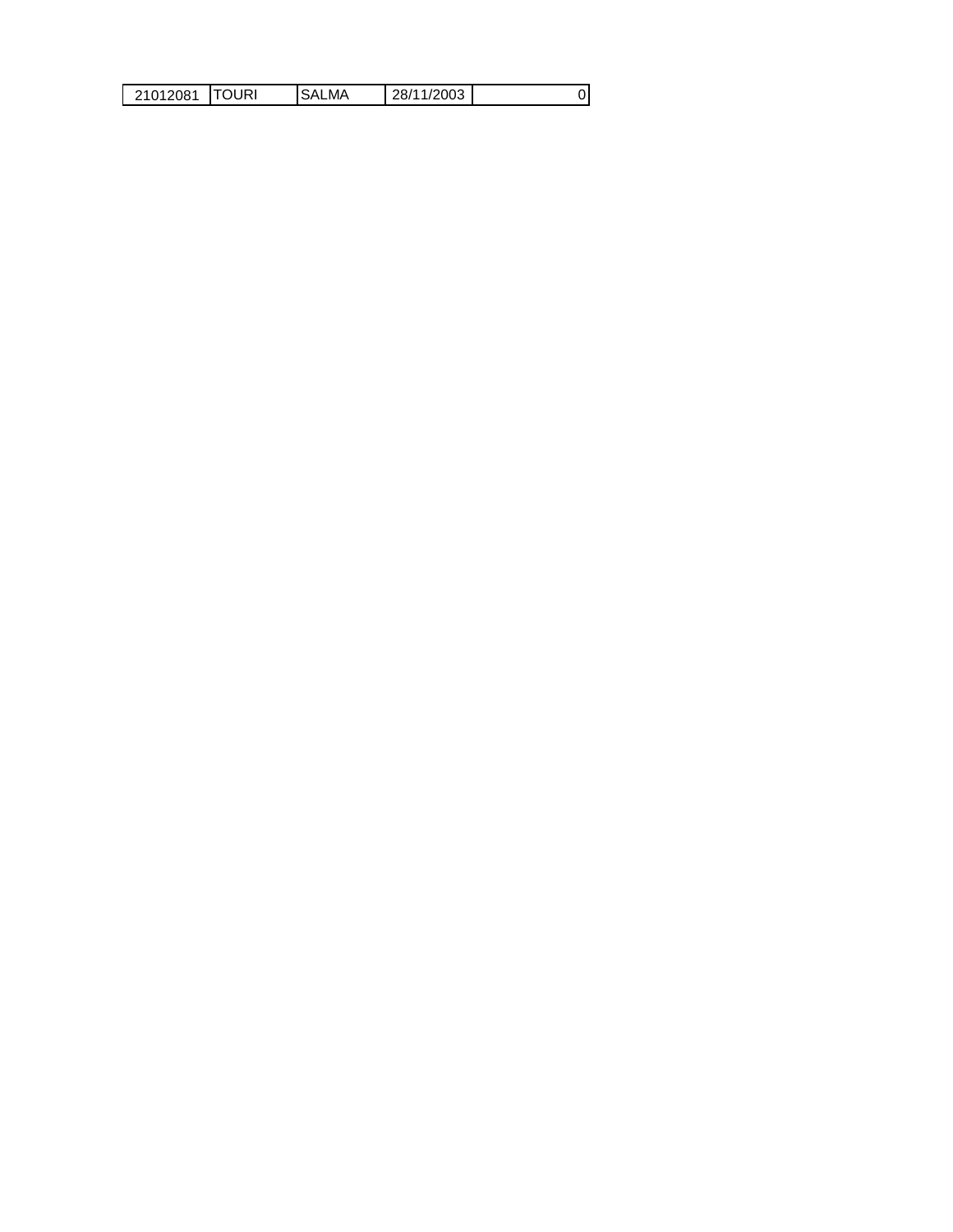| | | | | | |
|---|---|---|---|---|---|
| 21012081 | TOURI | SALMA | 28/11/2003 | | 0 |